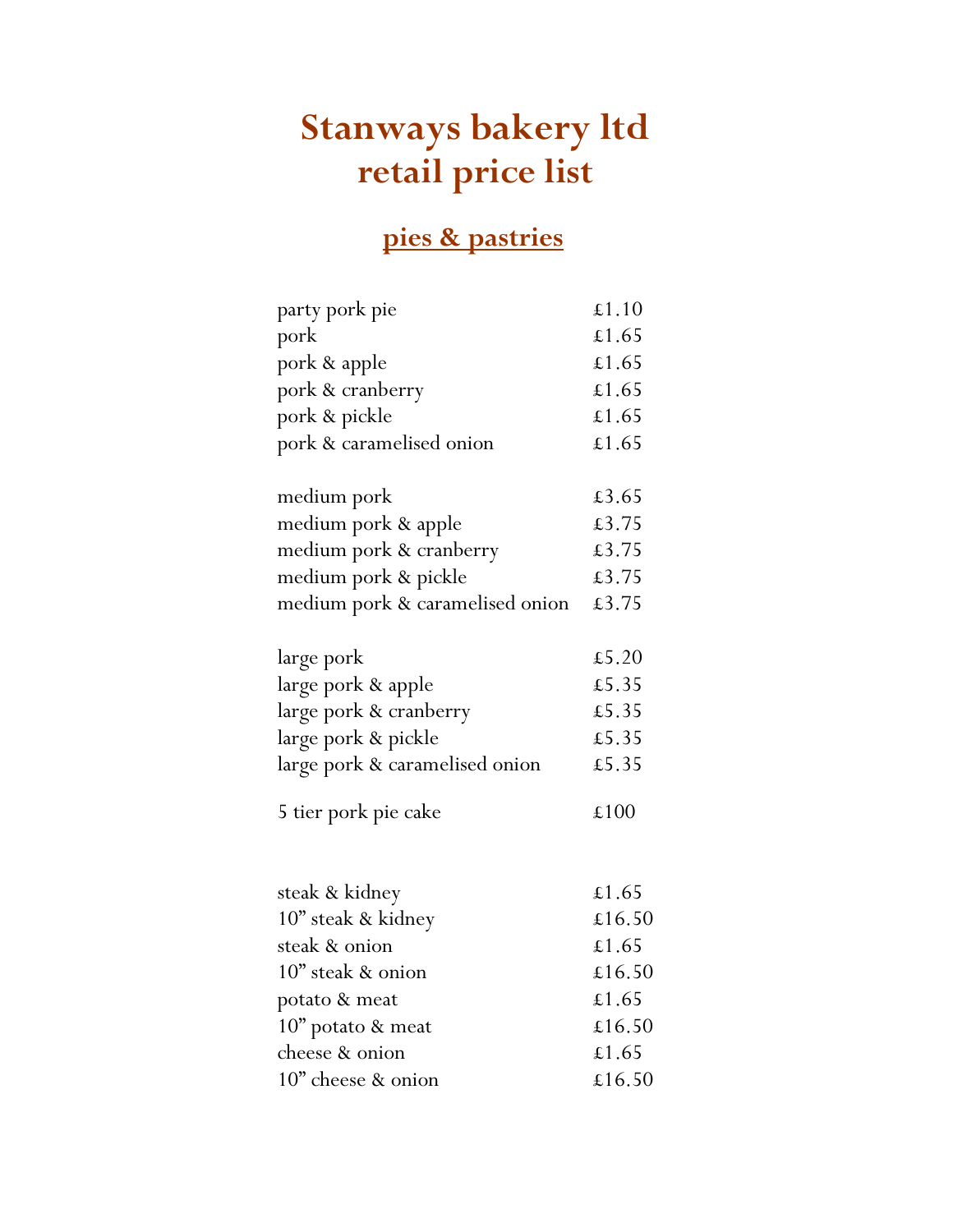# Stanways bakery ltd
# retail price list

## pies & pastries

| | |
|---|---|
| party pork pie | £1.10 |
| pork | £1.65 |
| pork & apple | £1.65 |
| pork & cranberry | £1.65 |
| pork & pickle | £1.65 |
| pork & caramelised onion | £1.65 |
| | |
| medium pork | £3.65 |
| medium pork & apple | £3.75 |
| medium pork & cranberry | £3.75 |
| medium pork & pickle | £3.75 |
| medium pork & caramelised onion | £3.75 |
| | |
| large pork | £5.20 |
| large pork & apple | £5.35 |
| large pork & cranberry | £5.35 |
| large pork & pickle | £5.35 |
| large pork & caramelised onion | £5.35 |
| | |
| 5 tier pork pie cake | £100 |
| | |
| steak & kidney | £1.65 |
| 10" steak & kidney | £16.50 |
| steak & onion | £1.65 |
| 10" steak & onion | £16.50 |
| potato & meat | £1.65 |
| 10" potato & meat | £16.50 |
| cheese & onion | £1.65 |
| 10" cheese & onion | £16.50 |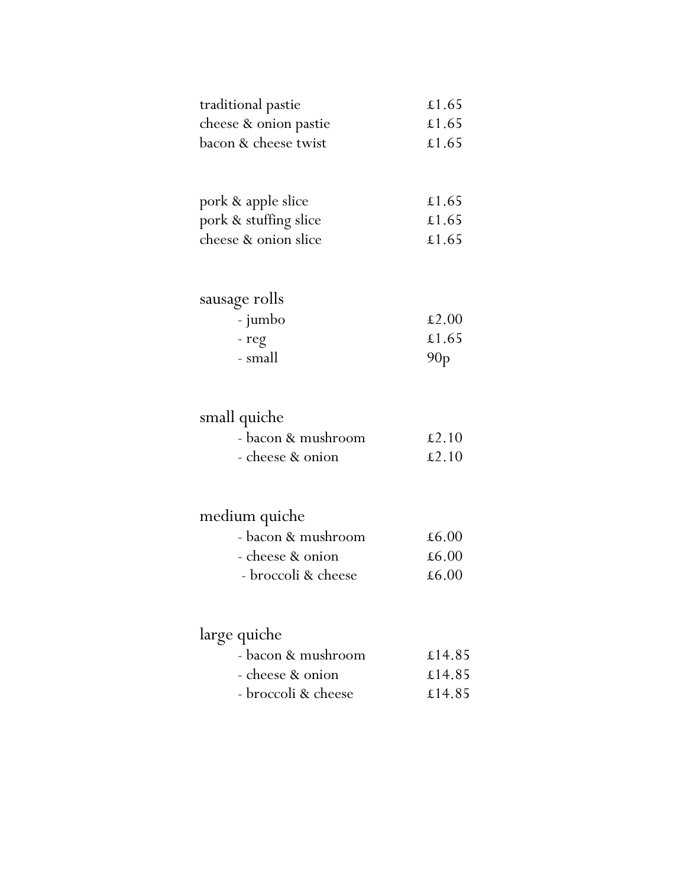| | |
|---|---|
| traditional pastie | £1.65 |
| cheese & onion pastie | £1.65 |
| bacon & cheese twist | £1.65 |

| | |
|---|---|
| pork & apple slice | £1.65 |
| pork & stuffing slice | £1.65 |
| cheese & onion slice | £1.65 |

sausage rolls

| | |
|---|---|
| - jumbo | £2.00 |
| - reg | £1.65 |
| - small | 90p |

small quiche

| | |
|---|---|
| - bacon & mushroom | £2.10 |
| - cheese & onion | £2.10 |

medium quiche

| | |
|---|---|
| - bacon & mushroom | £6.00 |
| - cheese & onion | £6.00 |
| - broccoli & cheese | £6.00 |

large quiche

| | |
|---|---|
| - bacon & mushroom | £14.85 |
| - cheese & onion | £14.85 |
| - broccoli & cheese | £14.85 |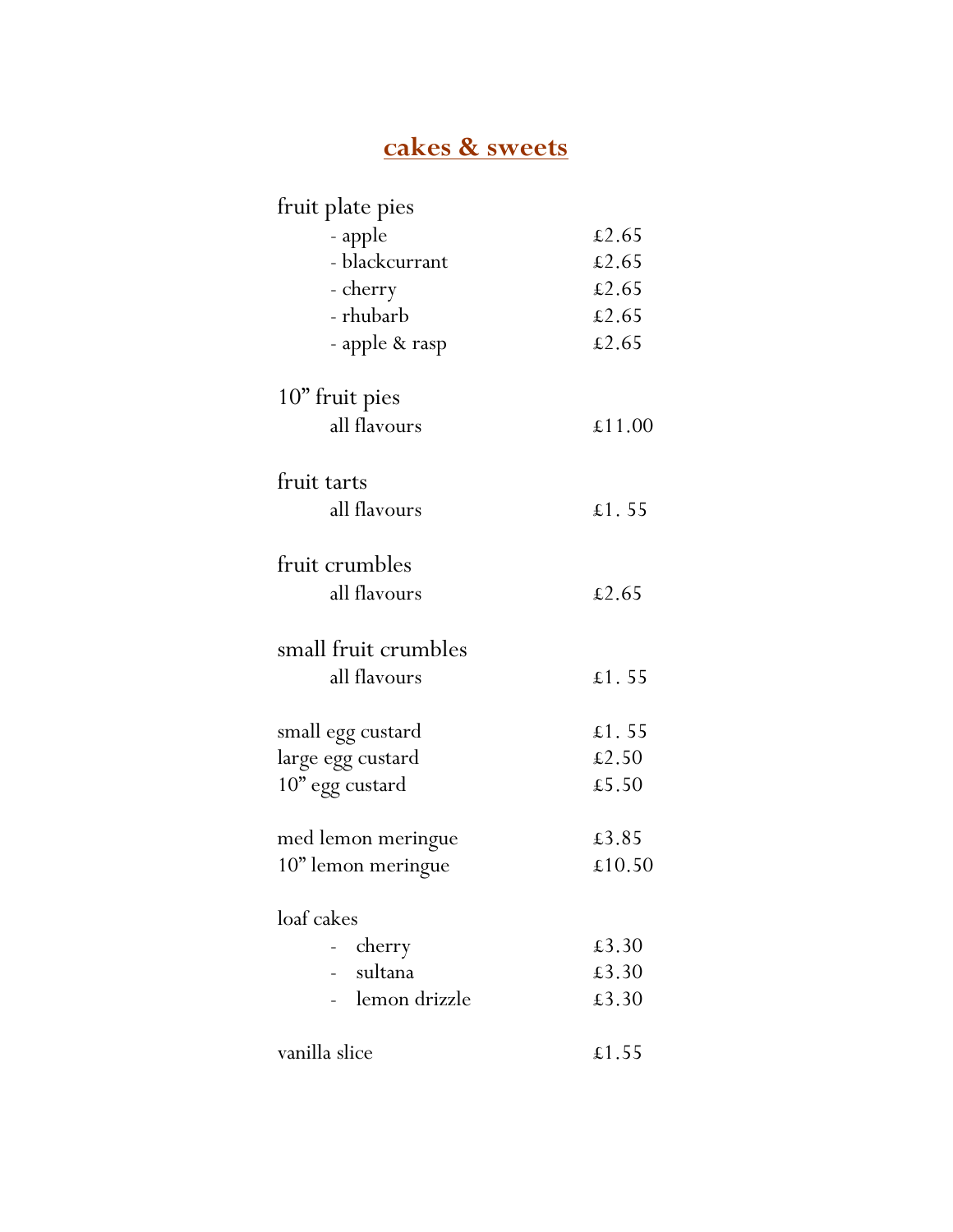# cakes & sweets

| | |
|---|---|
| fruit plate pies | |
| - apple | £2.65 |
| - blackcurrant | £2.65 |
| - cherry | £2.65 |
| - rhubarb | £2.65 |
| - apple & rasp | £2.65 |
| 10" fruit pies | |
| all flavours | £11.00 |
| fruit tarts | |
| all flavours | £1. 55 |
| fruit crumbles | |
| all flavours | £2.65 |
| small fruit crumbles | |
| all flavours | £1. 55 |
| small egg custard | £1. 55 |
| large egg custard | £2.50 |
| 10" egg custard | £5.50 |
| med lemon meringue | £3.85 |
| 10" lemon meringue | £10.50 |
| loaf cakes | |
| - cherry | £3.30 |
| - sultana | £3.30 |
| - lemon drizzle | £3.30 |
| vanilla slice | £1.55 |